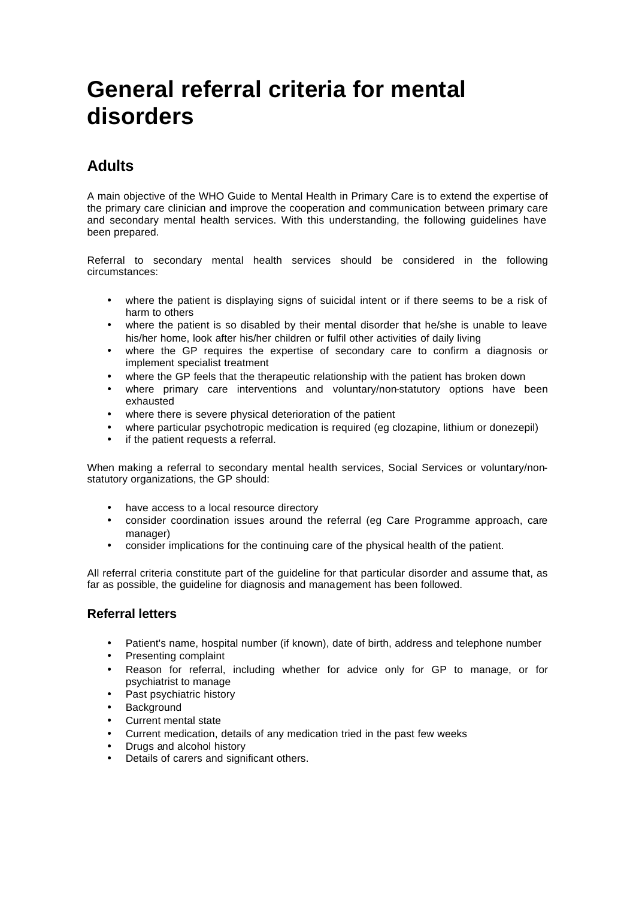# General referral criteria for mental disorders

## Adults

A main objective of the WHO Guide to Mental Health in Primary Care is to extend the expertise of the primary care clinician and improve the cooperation and communication between primary care and secondary mental health services. With this understanding, the following guidelines have been prepared.

Referral to secondary mental health services should be considered in the following circumstances:

- where the patient is displaying signs of suicidal intent or if there seems to be a risk of harm to others
- where the patient is so disabled by their mental disorder that he/she is unable to leave his/her home, look after his/her children or fulfil other activities of daily living
- where the GP requires the expertise of secondary care to confirm a diagnosis or implement specialist treatment
- where the GP feels that the therapeutic relationship with the patient has broken down
- where primary care interventions and voluntary/non-statutory options have been exhausted
- where there is severe physical deterioration of the patient
- where particular psychotropic medication is required (eg clozapine, lithium or donezepil)
- if the patient requests a referral.

When making a referral to secondary mental health services, Social Services or voluntary/non-statutory organizations, the GP should:

- have access to a local resource directory
- consider coordination issues around the referral (eg Care Programme approach, care manager)
- consider implications for the continuing care of the physical health of the patient.

All referral criteria constitute part of the guideline for that particular disorder and assume that, as far as possible, the guideline for diagnosis and management has been followed.

### Referral letters

- Patient's name, hospital number (if known), date of birth, address and telephone number
- Presenting complaint
- Reason for referral, including whether for advice only for GP to manage, or for psychiatrist to manage
- Past psychiatric history
- Background
- Current mental state
- Current medication, details of any medication tried in the past few weeks
- Drugs and alcohol history
- Details of carers and significant others.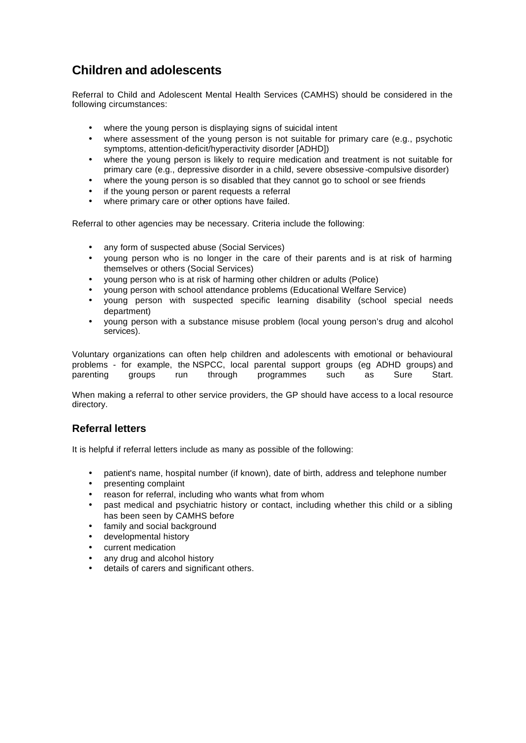## Children and adolescents

Referral to Child and Adolescent Mental Health Services (CAMHS) should be considered in the following circumstances:

- where the young person is displaying signs of suicidal intent
- where assessment of the young person is not suitable for primary care (e.g., psychotic symptoms, attention-deficit/hyperactivity disorder [ADHD])
- where the young person is likely to require medication and treatment is not suitable for primary care (e.g., depressive disorder in a child, severe obsessive-compulsive disorder)
- where the young person is so disabled that they cannot go to school or see friends
- if the young person or parent requests a referral
- where primary care or other options have failed.

Referral to other agencies may be necessary. Criteria include the following:

- any form of suspected abuse (Social Services)
- young person who is no longer in the care of their parents and is at risk of harming themselves or others (Social Services)
- young person who is at risk of harming other children or adults (Police)
- young person with school attendance problems (Educational Welfare Service)
- young person with suspected specific learning disability (school special needs department)
- young person with a substance misuse problem (local young person's drug and alcohol services).

Voluntary organizations can often help children and adolescents with emotional or behavioural problems - for example, the NSPCC, local parental support groups (eg ADHD groups) and parenting groups run through programmes such as Sure Start.

When making a referral to other service providers, the GP should have access to a local resource directory.

### Referral letters

It is helpful if referral letters include as many as possible of the following:

- patient's name, hospital number (if known), date of birth, address and telephone number
- presenting complaint
- reason for referral, including who wants what from whom
- past medical and psychiatric history or contact, including whether this child or a sibling has been seen by CAMHS before
- family and social background
- developmental history
- current medication
- any drug and alcohol history
- details of carers and significant others.